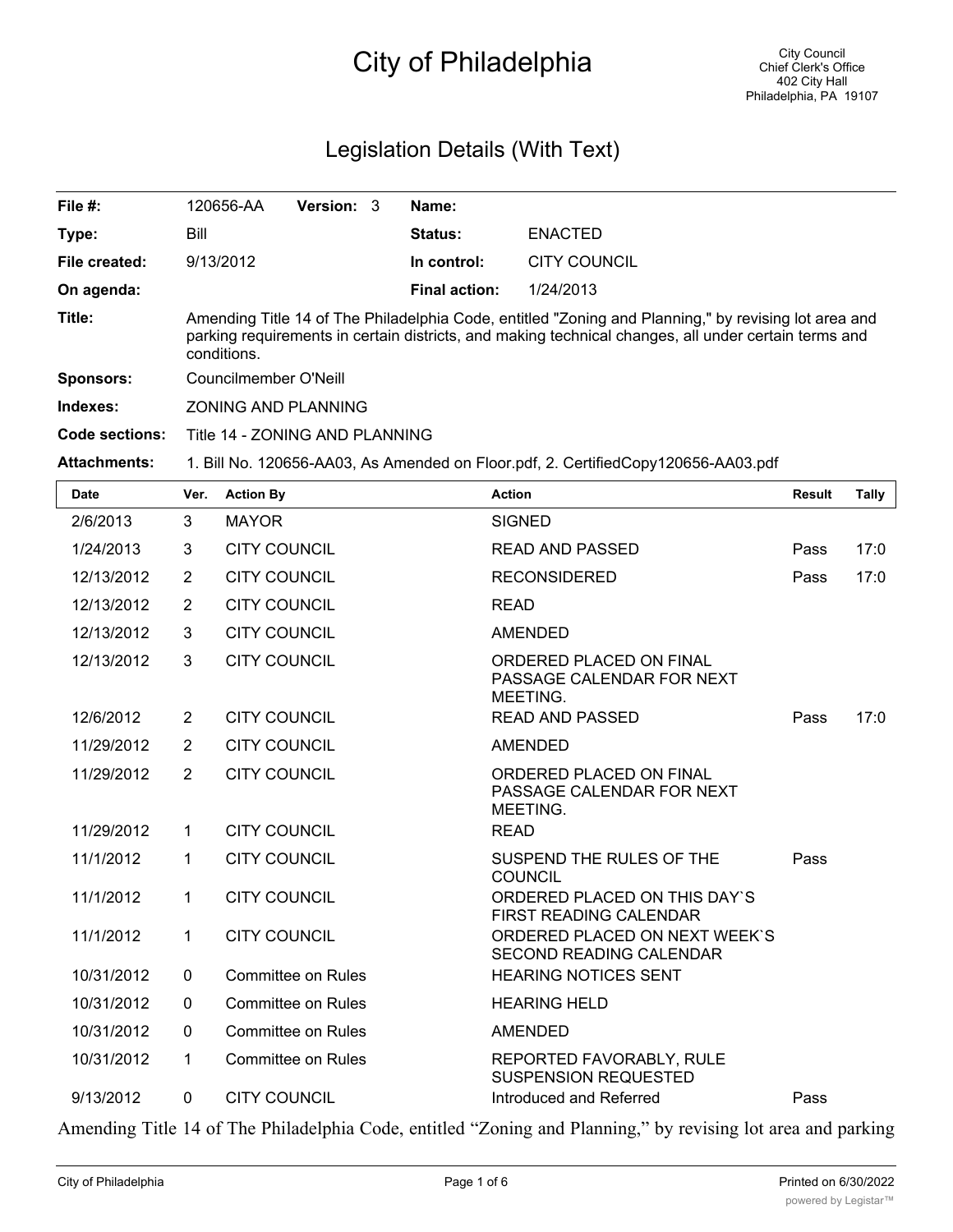# City of Philadelphia

City Council
Chief Clerk's Office
402 City Hall
Philadelphia, PA 19107

## Legislation Details (With Text)

| | | | |
|---|---|---|---|
| **File #:** | 120656-AA **Version:** 3 | **Name:** | |
| **Type:** | Bill | **Status:** | ENACTED |
| **File created:** | 9/13/2012 | **In control:** | CITY COUNCIL |
| **On agenda:** | | **Final action:** | 1/24/2013 |
| **Title:** | Amending Title 14 of The Philadelphia Code, entitled "Zoning and Planning," by revising lot area and parking requirements in certain districts, and making technical changes, all under certain terms and conditions. | | |
| **Sponsors:** | Councilmember O'Neill | | |
| **Indexes:** | ZONING AND PLANNING | | |
| **Code sections:** | Title 14 - ZONING AND PLANNING | | |
| **Attachments:** | 1. Bill No. 120656-AA03, As Amended on Floor.pdf, 2. CertifiedCopy120656-AA03.pdf | | |

| Date | Ver. | Action By | Action | Result | Tally |
|---|---|---|---|---|---|
| 2/6/2013 | 3 | MAYOR | SIGNED | | |
| 1/24/2013 | 3 | CITY COUNCIL | READ AND PASSED | Pass | 17:0 |
| 12/13/2012 | 2 | CITY COUNCIL | RECONSIDERED | Pass | 17:0 |
| 12/13/2012 | 2 | CITY COUNCIL | READ | | |
| 12/13/2012 | 3 | CITY COUNCIL | AMENDED | | |
| 12/13/2012 | 3 | CITY COUNCIL | ORDERED PLACED ON FINAL PASSAGE CALENDAR FOR NEXT MEETING. | | |
| 12/6/2012 | 2 | CITY COUNCIL | READ AND PASSED | Pass | 17:0 |
| 11/29/2012 | 2 | CITY COUNCIL | AMENDED | | |
| 11/29/2012 | 2 | CITY COUNCIL | ORDERED PLACED ON FINAL PASSAGE CALENDAR FOR NEXT MEETING. | | |
| 11/29/2012 | 1 | CITY COUNCIL | READ | | |
| 11/1/2012 | 1 | CITY COUNCIL | SUSPEND THE RULES OF THE COUNCIL | Pass | |
| 11/1/2012 | 1 | CITY COUNCIL | ORDERED PLACED ON THIS DAY`S FIRST READING CALENDAR | | |
| 11/1/2012 | 1 | CITY COUNCIL | ORDERED PLACED ON NEXT WEEK`S SECOND READING CALENDAR | | |
| 10/31/2012 | 0 | Committee on Rules | HEARING NOTICES SENT | | |
| 10/31/2012 | 0 | Committee on Rules | HEARING HELD | | |
| 10/31/2012 | 0 | Committee on Rules | AMENDED | | |
| 10/31/2012 | 1 | Committee on Rules | REPORTED FAVORABLY, RULE SUSPENSION REQUESTED | | |
| 9/13/2012 | 0 | CITY COUNCIL | Introduced and Referred | Pass | |

Amending Title 14 of The Philadelphia Code, entitled "Zoning and Planning," by revising lot area and parking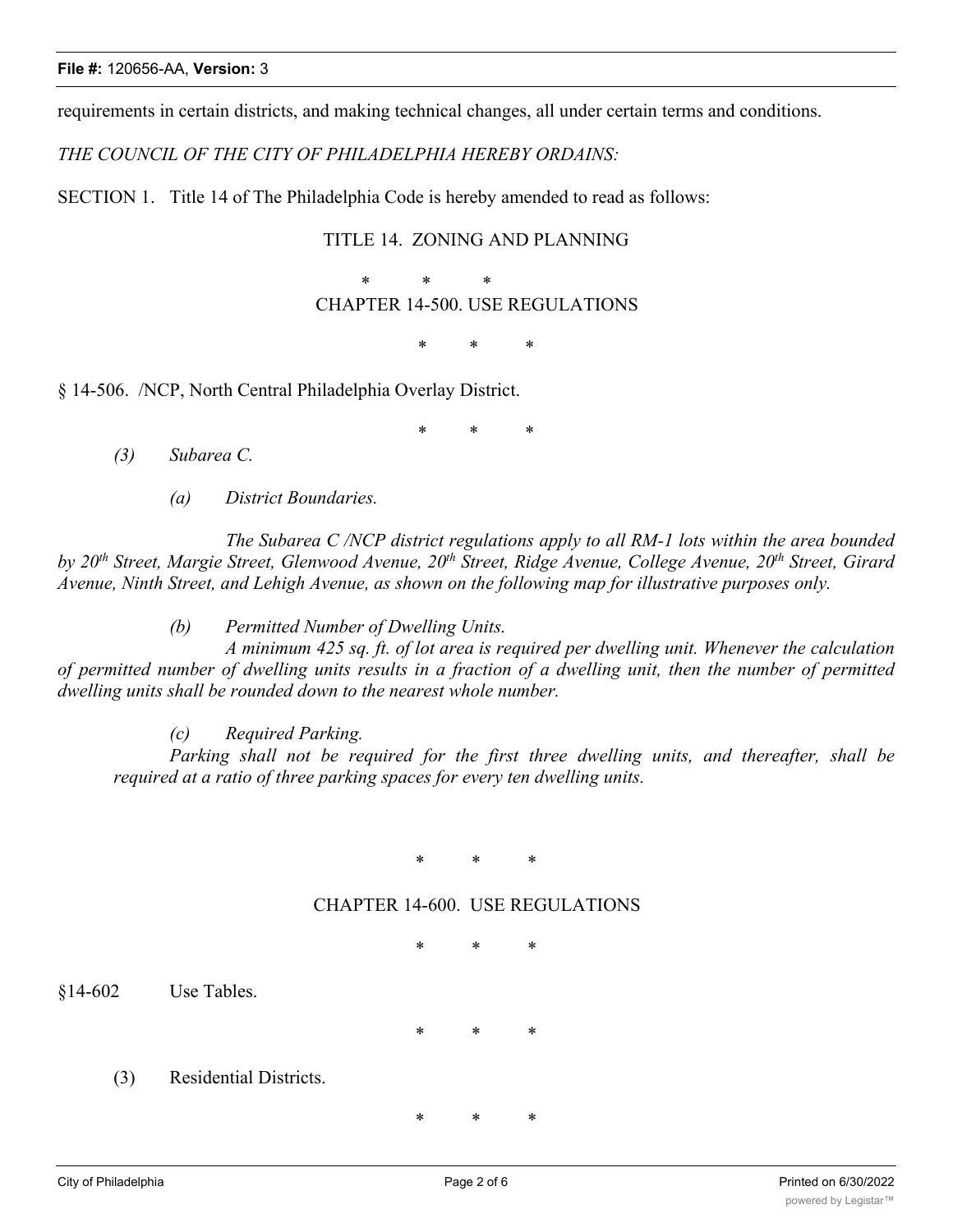requirements in certain districts, and making technical changes, all under certain terms and conditions.

*THE COUNCIL OF THE CITY OF PHILADELPHIA HEREBY ORDAINS:*

SECTION 1. Title 14 of The Philadelphia Code is hereby amended to read as follows:

TITLE 14. ZONING AND PLANNING

\* \* \*

CHAPTER 14-500. USE REGULATIONS

\* \* \*

§ 14-506. /NCP, North Central Philadelphia Overlay District.

\* \* \*

*(3) Subarea C.*

*(a) District Boundaries.*

*The Subarea C /NCP district regulations apply to all RM-1 lots within the area bounded by 20th Street, Margie Street, Glenwood Avenue, 20th Street, Ridge Avenue, College Avenue, 20th Street, Girard Avenue, Ninth Street, and Lehigh Avenue, as shown on the following map for illustrative purposes only.*

*(b) Permitted Number of Dwelling Units.*

*A minimum 425 sq. ft. of lot area is required per dwelling unit. Whenever the calculation of permitted number of dwelling units results in a fraction of a dwelling unit, then the number of permitted dwelling units shall be rounded down to the nearest whole number.*

*(c) Required Parking.*

*Parking shall not be required for the first three dwelling units, and thereafter, shall be required at a ratio of three parking spaces for every ten dwelling units.*

\* \* \*

CHAPTER 14-600. USE REGULATIONS

\* \* \*

§14-602 Use Tables.

\* \* \*

(3) Residential Districts.

\* \* \*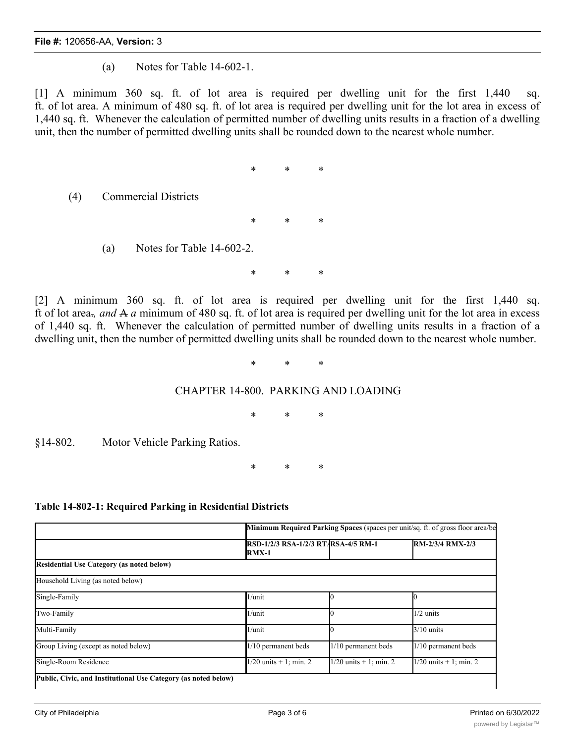(a) Notes for Table 14-602-1.

[1] A minimum 360 sq. ft. of lot area is required per dwelling unit for the first 1,440 sq. ft. of lot area. A minimum of 480 sq. ft. of lot area is required per dwelling unit for the lot area in excess of 1,440 sq. ft. Whenever the calculation of permitted number of dwelling units results in a fraction of a dwelling unit, then the number of permitted dwelling units shall be rounded down to the nearest whole number.

\* \* \*

(4) Commercial Districts

\* \* \*

(a) Notes for Table 14-602-2.

\* \* \*

[2] A minimum 360 sq. ft. of lot area is required per dwelling unit for the first 1,440 sq. ft of lot area~~.~~*, and* ~~A~~ *a* minimum of 480 sq. ft. of lot area is required per dwelling unit for the lot area in excess of 1,440 sq. ft. Whenever the calculation of permitted number of dwelling units results in a fraction of a dwelling unit, then the number of permitted dwelling units shall be rounded down to the nearest whole number.

\* \* \*

CHAPTER 14-800. PARKING AND LOADING

\* \* \*

§14-802. Motor Vehicle Parking Ratios.

\* \* \*

**Table 14-802-1: Required Parking in Residential Districts**

| | **Minimum Required Parking Spaces** (spaces per unit/sq. ft. of gross floor area/be | | |
|---|---|---|---|
| | **RSD-1/2/3 RSA-1/2/3 RT/ RMX-1** | **RSA-4/5 RM-1** | **RM-2/3/4 RMX-2/3** |
| **Residential Use Category (as noted below)** | | | |
| Household Living (as noted below) | | | |
| Single-Family | 1/unit | 0 | 0 |
| Two-Family | 1/unit | 0 | 1/2 units |
| Multi-Family | 1/unit | 0 | 3/10 units |
| Group Living (except as noted below) | 1/10 permanent beds | 1/10 permanent beds | 1/10 permanent beds |
| Single-Room Residence | 1/20 units + 1; min. 2 | 1/20 units + 1; min. 2 | 1/20 units + 1; min. 2 |
| **Public, Civic, and Institutional Use Category (as noted below)** | | | |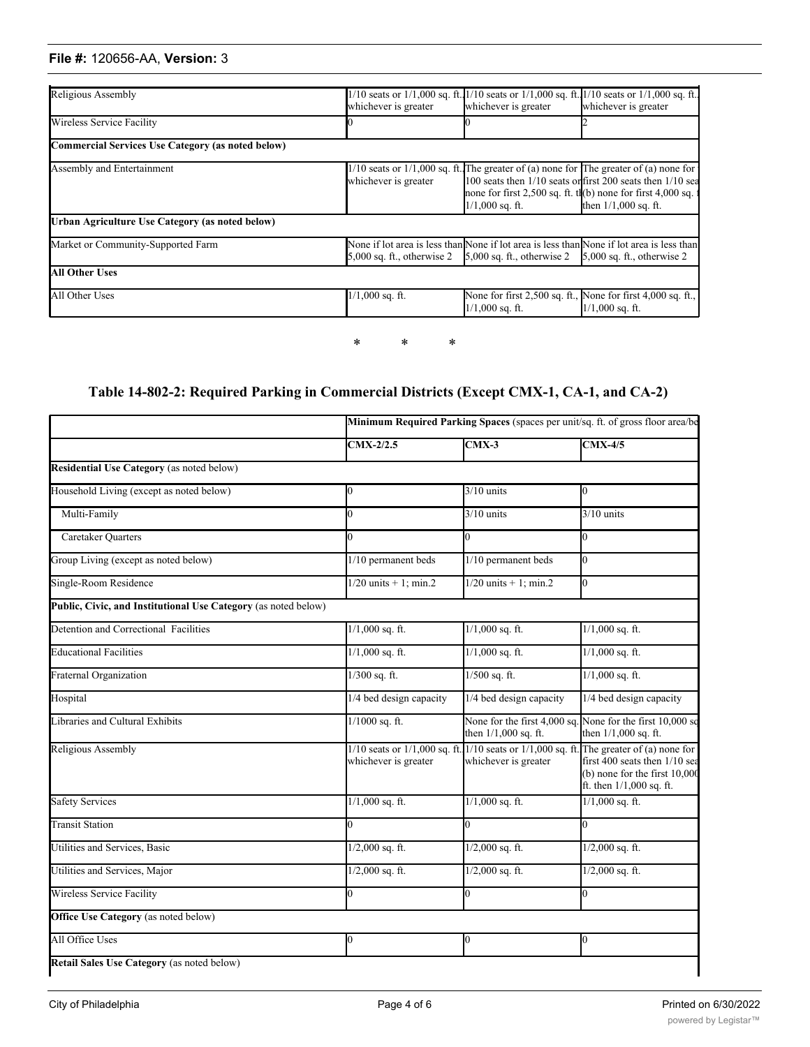| | | | |
|---|---|---|---|
| Religious Assembly | 1/10 seats or 1/1,000 sq. ft., whichever is greater | 1/10 seats or 1/1,000 sq. ft., whichever is greater | 1/10 seats or 1/1,000 sq. ft., whichever is greater |
| Wireless Service Facility | 0 | 0 | 2 |
| **Commercial Services Use Category (as noted below)** | | | |
| Assembly and Entertainment | 1/10 seats or 1/1,000 sq. ft., whichever is greater | The greater of (a) none for 100 seats then 1/10 seats or none for first 2,500 sq. ft. th 1/1,000 sq. ft. | The greater of (a) none for first 200 seats then 1/10 sea (b) none for first 4,000 sq. f then 1/1,000 sq. ft. |
| **Urban Agriculture Use Category (as noted below)** | | | |
| Market or Community-Supported Farm | None if lot area is less than 5,000 sq. ft., otherwise 2 | None if lot area is less than 5,000 sq. ft., otherwise 2 | None if lot area is less than 5,000 sq. ft., otherwise 2 |
| **All Other Uses** | | | |
| All Other Uses | 1/1,000 sq. ft. | None for first 2,500 sq. ft., 1/1,000 sq. ft. | None for first 4,000 sq. ft., 1/1,000 sq. ft. |

\* \* \*

## Table 14-802-2: Required Parking in Commercial Districts (Except CMX-1, CA-1, and CA-2)

| | **Minimum Required Parking Spaces** (spaces per unit/sq. ft. of gross floor area/be | | |
|---|---|---|---|
| | **CMX-2/2.5** | **CMX-3** | **CMX-4/5** |
| **Residential Use Category** (as noted below) | | | |
| Household Living (except as noted below) | 0 | 3/10 units | 0 |
| Multi-Family | 0 | 3/10 units | 3/10 units |
| Caretaker Quarters | 0 | 0 | 0 |
| Group Living (except as noted below) | 1/10 permanent beds | 1/10 permanent beds | 0 |
| Single-Room Residence | 1/20 units + 1; min.2 | 1/20 units + 1; min.2 | 0 |
| **Public, Civic, and Institutional Use Category** (as noted below) | | | |
| Detention and Correctional Facilities | 1/1,000 sq. ft. | 1/1,000 sq. ft. | 1/1,000 sq. ft. |
| Educational Facilities | 1/1,000 sq. ft. | 1/1,000 sq. ft. | 1/1,000 sq. ft. |
| Fraternal Organization | 1/300 sq. ft. | 1/500 sq. ft. | 1/1,000 sq. ft. |
| Hospital | 1/4 bed design capacity | 1/4 bed design capacity | 1/4 bed design capacity |
| Libraries and Cultural Exhibits | 1/1000 sq. ft. | None for the first 4,000 sq. then 1/1,000 sq. ft. | None for the first 10,000 sq then 1/1,000 sq. ft. |
| Religious Assembly | 1/10 seats or 1/1,000 sq. ft., whichever is greater | 1/10 seats or 1/1,000 sq. ft., whichever is greater | The greater of (a) none for first 400 seats then 1/10 sea (b) none for the first 10,000 ft. then 1/1,000 sq. ft. |
| Safety Services | 1/1,000 sq. ft. | 1/1,000 sq. ft. | 1/1,000 sq. ft. |
| Transit Station | 0 | 0 | 0 |
| Utilities and Services, Basic | 1/2,000 sq. ft. | 1/2,000 sq. ft. | 1/2,000 sq. ft. |
| Utilities and Services, Major | 1/2,000 sq. ft. | 1/2,000 sq. ft. | 1/2,000 sq. ft. |
| Wireless Service Facility | 0 | 0 | 0 |
| **Office Use Category** (as noted below) | | | |
| All Office Uses | 0 | 0 | 0 |
| **Retail Sales Use Category** (as noted below) | | | |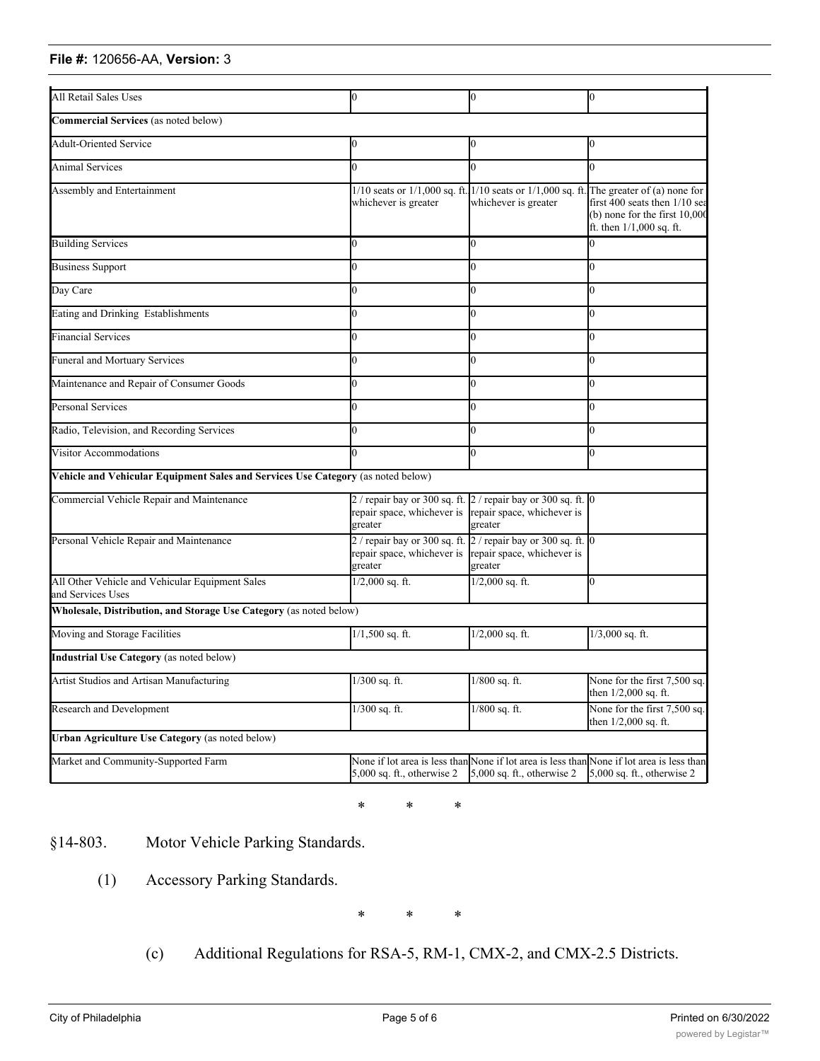| All Retail Sales Uses | 0 | 0 | 0 |
|---|---|---|---|
| **Commercial Services** (as noted below) | | | |
| Adult-Oriented Service | 0 | 0 | 0 |
| Animal Services | 0 | 0 | 0 |
| Assembly and Entertainment | 1/10 seats or 1/1,000 sq. ft. whichever is greater | 1/10 seats or 1/1,000 sq. ft. whichever is greater | The greater of (a) none for first 400 seats then 1/10 sea (b) none for the first 10,000 ft. then 1/1,000 sq. ft. |
| Building Services | 0 | 0 | 0 |
| Business Support | 0 | 0 | 0 |
| Day Care | 0 | 0 | 0 |
| Eating and Drinking Establishments | 0 | 0 | 0 |
| Financial Services | 0 | 0 | 0 |
| Funeral and Mortuary Services | 0 | 0 | 0 |
| Maintenance and Repair of Consumer Goods | 0 | 0 | 0 |
| Personal Services | 0 | 0 | 0 |
| Radio, Television, and Recording Services | 0 | 0 | 0 |
| Visitor Accommodations | 0 | 0 | 0 |
| **Vehicle and Vehicular Equipment Sales and Services Use Category** (as noted below) | | | |
| Commercial Vehicle Repair and Maintenance | 2 / repair bay or 300 sq. ft. repair space, whichever is greater | 2 / repair bay or 300 sq. ft. repair space, whichever is greater | 0 |
| Personal Vehicle Repair and Maintenance | 2 / repair bay or 300 sq. ft. repair space, whichever is greater | 2 / repair bay or 300 sq. ft. repair space, whichever is greater | 0 |
| All Other Vehicle and Vehicular Equipment Sales and Services Uses | 1/2,000 sq. ft. | 1/2,000 sq. ft. | 0 |
| **Wholesale, Distribution, and Storage Use Category** (as noted below) | | | |
| Moving and Storage Facilities | 1/1,500 sq. ft. | 1/2,000 sq. ft. | 1/3,000 sq. ft. |
| **Industrial Use Category** (as noted below) | | | |
| Artist Studios and Artisan Manufacturing | 1/300 sq. ft. | 1/800 sq. ft. | None for the first 7,500 sq. then 1/2,000 sq. ft. |
| Research and Development | 1/300 sq. ft. | 1/800 sq. ft. | None for the first 7,500 sq. then 1/2,000 sq. ft. |
| **Urban Agriculture Use Category** (as noted below) | | | |
| Market and Community-Supported Farm | None if lot area is less than 5,000 sq. ft., otherwise 2 | None if lot area is less than 5,000 sq. ft., otherwise 2 | None if lot area is less than 5,000 sq. ft., otherwise 2 |

\* \* \*

§14-803. Motor Vehicle Parking Standards.

(1) Accessory Parking Standards.

\* \* \*

(c) Additional Regulations for RSA-5, RM-1, CMX-2, and CMX-2.5 Districts.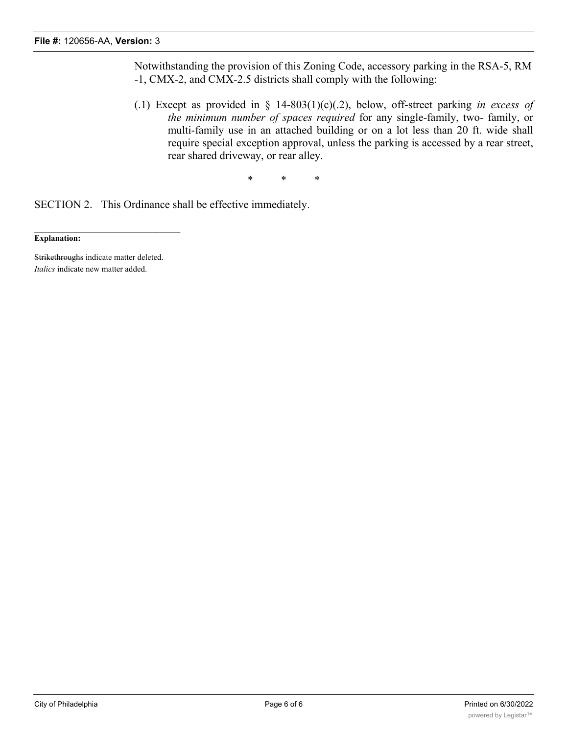Notwithstanding the provision of this Zoning Code, accessory parking in the RSA-5, RM-1, CMX-2, and CMX-2.5 districts shall comply with the following:

(.1) Except as provided in § 14-803(1)(c)(.2), below, off-street parking *in excess of the minimum number of spaces required* for any single-family, two- family, or multi-family use in an attached building or on a lot less than 20 ft. wide shall require special exception approval, unless the parking is accessed by a rear street, rear shared driveway, or rear alley.

\* \* \*

SECTION 2. This Ordinance shall be effective immediately.

---

**Explanation:**

~~Strikethroughs~~ indicate matter deleted.
*Italics* indicate new matter added.